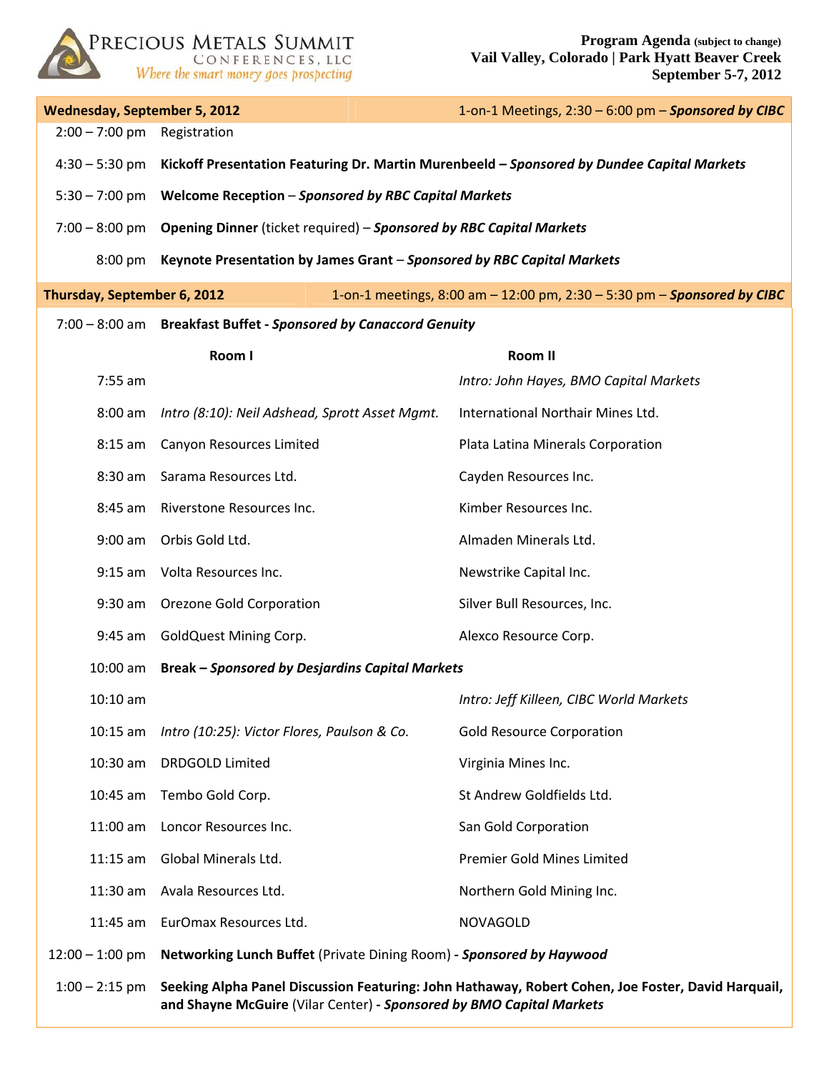**PRECIOUS METALS SUMMIT**
CONFERENCES, LLC
*Where the smart money goes prospecting*

**Program Agenda** (subject to change)
**Vail Valley, Colorado | Park Hyatt Beaver Creek**
**September 5-7, 2012**

## Wednesday, September 5, 2012

1-on-1 Meetings, 2:30 – 6:00 pm – ***Sponsored by CIBC***

| Time | Event |
|---|---|
| 2:00 – 7:00 pm | Registration |
| 4:30 – 5:30 pm | **Kickoff Presentation Featuring Dr. Martin Murenbeeld – *Sponsored by Dundee Capital Markets*** |
| 5:30 – 7:00 pm | **Welcome Reception** – ***Sponsored by RBC Capital Markets*** |
| 7:00 – 8:00 pm | **Opening Dinner** (ticket required) – ***Sponsored by RBC Capital Markets*** |
| 8:00 pm | **Keynote Presentation by James Grant** – ***Sponsored by RBC Capital Markets*** |

## Thursday, September 6, 2012

1-on-1 meetings, 8:00 am – 12:00 pm, 2:30 – 5:30 pm – ***Sponsored by CIBC***

7:00 – 8:00 am **Breakfast Buffet - *Sponsored by Canaccord Genuity***

| Time | Room I | Room II |
|---|---|---|
| 7:55 am | | *Intro: John Hayes, BMO Capital Markets* |
| 8:00 am | *Intro (8:10): Neil Adshead, Sprott Asset Mgmt.* | International Northair Mines Ltd. |
| 8:15 am | Canyon Resources Limited | Plata Latina Minerals Corporation |
| 8:30 am | Sarama Resources Ltd. | Cayden Resources Inc. |
| 8:45 am | Riverstone Resources Inc. | Kimber Resources Inc. |
| 9:00 am | Orbis Gold Ltd. | Almaden Minerals Ltd. |
| 9:15 am | Volta Resources Inc. | Newstrike Capital Inc. |
| 9:30 am | Orezone Gold Corporation | Silver Bull Resources, Inc. |
| 9:45 am | GoldQuest Mining Corp. | Alexco Resource Corp. |
| 10:00 am | **Break – *Sponsored by Desjardins Capital Markets*** | |
| 10:10 am | | *Intro: Jeff Killeen, CIBC World Markets* |
| 10:15 am | *Intro (10:25): Victor Flores, Paulson & Co.* | Gold Resource Corporation |
| 10:30 am | DRDGOLD Limited | Virginia Mines Inc. |
| 10:45 am | Tembo Gold Corp. | St Andrew Goldfields Ltd. |
| 11:00 am | Loncor Resources Inc. | San Gold Corporation |
| 11:15 am | Global Minerals Ltd. | Premier Gold Mines Limited |
| 11:30 am | Avala Resources Ltd. | Northern Gold Mining Inc. |
| 11:45 am | EurOmax Resources Ltd. | NOVAGOLD |

12:00 – 1:00 pm **Networking Lunch Buffet** (Private Dining Room) **- *Sponsored by Haywood***

1:00 – 2:15 pm **Seeking Alpha Panel Discussion Featuring: John Hathaway, Robert Cohen, Joe Foster, David Harquail, and Shayne McGuire** (Vilar Center) **- *Sponsored by BMO Capital Markets***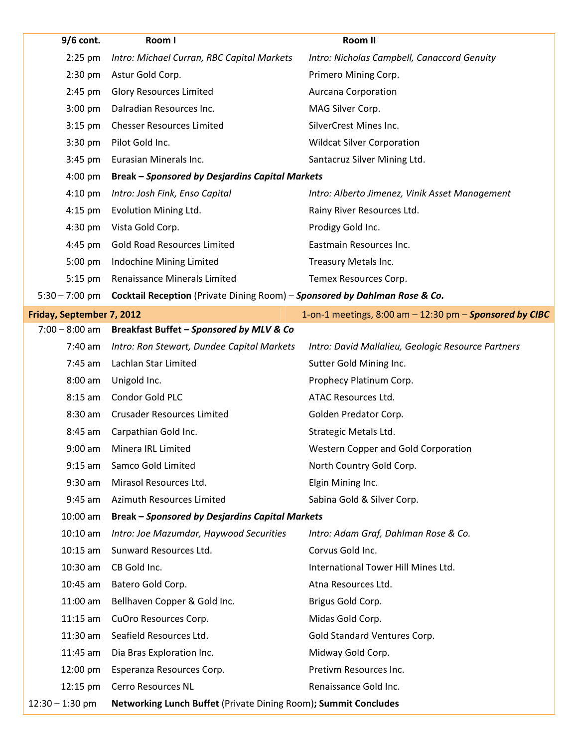| 9/6 cont. | Room I | Room II |
|---|---|---|
| 2:25 pm | *Intro: Michael Curran, RBC Capital Markets* | *Intro: Nicholas Campbell, Canaccord Genuity* |
| 2:30 pm | Astur Gold Corp. | Primero Mining Corp. |
| 2:45 pm | Glory Resources Limited | Aurcana Corporation |
| 3:00 pm | Dalradian Resources Inc. | MAG Silver Corp. |
| 3:15 pm | Chesser Resources Limited | SilverCrest Mines Inc. |
| 3:30 pm | Pilot Gold Inc. | Wildcat Silver Corporation |
| 3:45 pm | Eurasian Minerals Inc. | Santacruz Silver Mining Ltd. |
| 4:00 pm | **Break – *Sponsored by Desjardins Capital Markets*** | |
| 4:10 pm | *Intro: Josh Fink, Enso Capital* | *Intro: Alberto Jimenez, Vinik Asset Management* |
| 4:15 pm | Evolution Mining Ltd. | Rainy River Resources Ltd. |
| 4:30 pm | Vista Gold Corp. | Prodigy Gold Inc. |
| 4:45 pm | Gold Road Resources Limited | Eastmain Resources Inc. |
| 5:00 pm | Indochine Mining Limited | Treasury Metals Inc. |
| 5:15 pm | Renaissance Minerals Limited | Temex Resources Corp. |
| 5:30 – 7:00 pm | **Cocktail Reception** (Private Dining Room) – ***Sponsored by Dahlman Rose & Co.*** | |
| **Friday, September 7, 2012** | | 1-on-1 meetings, 8:00 am – 12:30 pm – ***Sponsored by CIBC*** |
| 7:00 – 8:00 am | **Breakfast Buffet – *Sponsored by MLV & Co*** | |
| 7:40 am | *Intro: Ron Stewart, Dundee Capital Markets* | *Intro: David Mallalieu, Geologic Resource Partners* |
| 7:45 am | Lachlan Star Limited | Sutter Gold Mining Inc. |
| 8:00 am | Unigold Inc. | Prophecy Platinum Corp. |
| 8:15 am | Condor Gold PLC | ATAC Resources Ltd. |
| 8:30 am | Crusader Resources Limited | Golden Predator Corp. |
| 8:45 am | Carpathian Gold Inc. | Strategic Metals Ltd. |
| 9:00 am | Minera IRL Limited | Western Copper and Gold Corporation |
| 9:15 am | Samco Gold Limited | North Country Gold Corp. |
| 9:30 am | Mirasol Resources Ltd. | Elgin Mining Inc. |
| 9:45 am | Azimuth Resources Limited | Sabina Gold & Silver Corp. |
| 10:00 am | **Break – *Sponsored by Desjardins Capital Markets*** | |
| 10:10 am | *Intro: Joe Mazumdar, Haywood Securities* | *Intro: Adam Graf, Dahlman Rose & Co.* |
| 10:15 am | Sunward Resources Ltd. | Corvus Gold Inc. |
| 10:30 am | CB Gold Inc. | International Tower Hill Mines Ltd. |
| 10:45 am | Batero Gold Corp. | Atna Resources Ltd. |
| 11:00 am | Bellhaven Copper & Gold Inc. | Brigus Gold Corp. |
| 11:15 am | CuOro Resources Corp. | Midas Gold Corp. |
| 11:30 am | Seafield Resources Ltd. | Gold Standard Ventures Corp. |
| 11:45 am | Dia Bras Exploration Inc. | Midway Gold Corp. |
| 12:00 pm | Esperanza Resources Corp. | Pretivm Resources Inc. |
| 12:15 pm | Cerro Resources NL | Renaissance Gold Inc. |
| 12:30 – 1:30 pm | **Networking Lunch Buffet** (Private Dining Room)**; Summit Concludes** | |